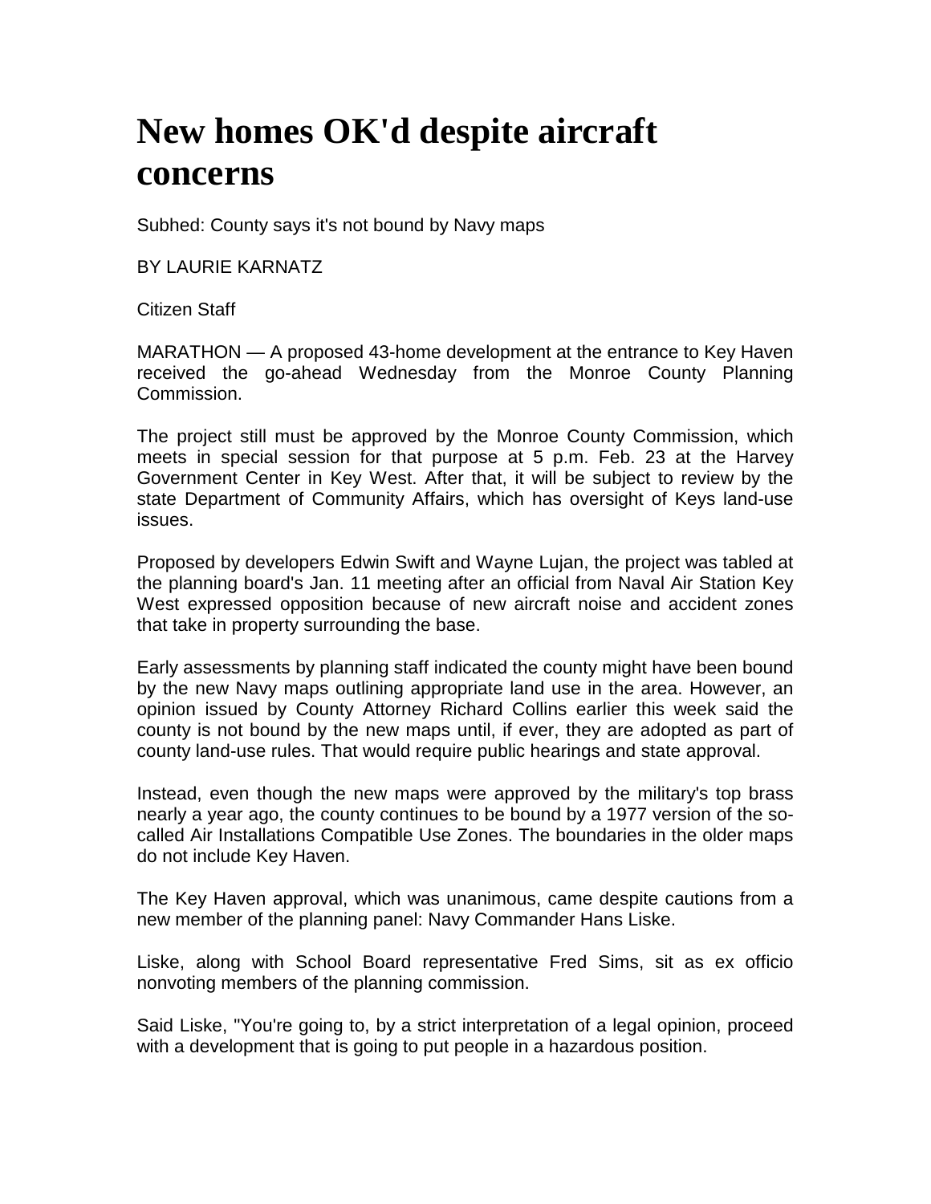# New homes OK'd despite aircraft concerns

Subhed: County says it's not bound by Navy maps

BY LAURIE KARNATZ

Citizen Staff

MARATHON — A proposed 43-home development at the entrance to Key Haven received the go-ahead Wednesday from the Monroe County Planning Commission.

The project still must be approved by the Monroe County Commission, which meets in special session for that purpose at 5 p.m. Feb. 23 at the Harvey Government Center in Key West. After that, it will be subject to review by the state Department of Community Affairs, which has oversight of Keys land-use issues.

Proposed by developers Edwin Swift and Wayne Lujan, the project was tabled at the planning board's Jan. 11 meeting after an official from Naval Air Station Key West expressed opposition because of new aircraft noise and accident zones that take in property surrounding the base.

Early assessments by planning staff indicated the county might have been bound by the new Navy maps outlining appropriate land use in the area. However, an opinion issued by County Attorney Richard Collins earlier this week said the county is not bound by the new maps until, if ever, they are adopted as part of county land-use rules. That would require public hearings and state approval.

Instead, even though the new maps were approved by the military's top brass nearly a year ago, the county continues to be bound by a 1977 version of the so-called Air Installations Compatible Use Zones. The boundaries in the older maps do not include Key Haven.

The Key Haven approval, which was unanimous, came despite cautions from a new member of the planning panel: Navy Commander Hans Liske.

Liske, along with School Board representative Fred Sims, sit as ex officio nonvoting members of the planning commission.

Said Liske, "You're going to, by a strict interpretation of a legal opinion, proceed with a development that is going to put people in a hazardous position.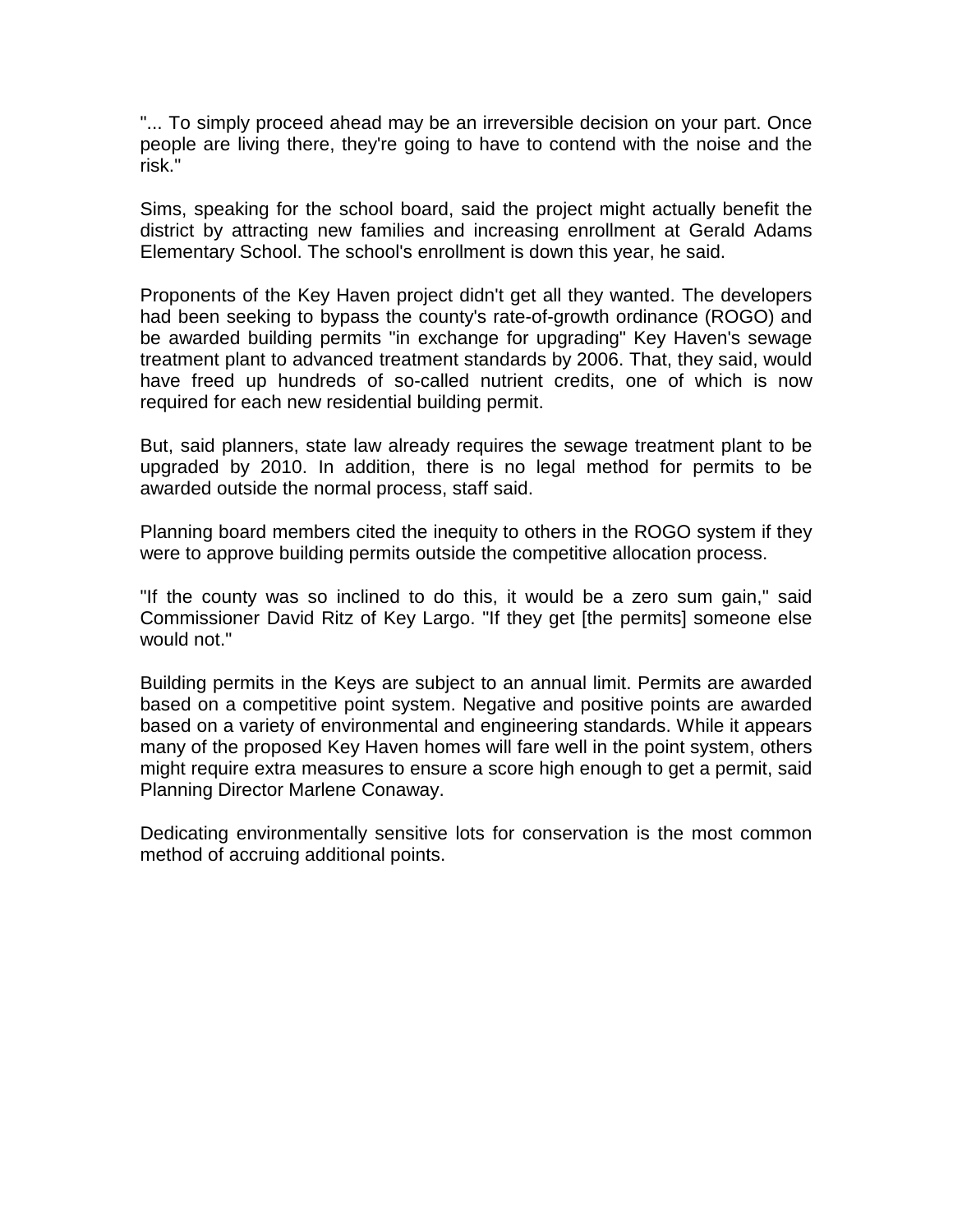"... To simply proceed ahead may be an irreversible decision on your part. Once people are living there, they're going to have to contend with the noise and the risk."

Sims, speaking for the school board, said the project might actually benefit the district by attracting new families and increasing enrollment at Gerald Adams Elementary School. The school's enrollment is down this year, he said.

Proponents of the Key Haven project didn't get all they wanted. The developers had been seeking to bypass the county's rate-of-growth ordinance (ROGO) and be awarded building permits "in exchange for upgrading" Key Haven's sewage treatment plant to advanced treatment standards by 2006. That, they said, would have freed up hundreds of so-called nutrient credits, one of which is now required for each new residential building permit.

But, said planners, state law already requires the sewage treatment plant to be upgraded by 2010. In addition, there is no legal method for permits to be awarded outside the normal process, staff said.

Planning board members cited the inequity to others in the ROGO system if they were to approve building permits outside the competitive allocation process.

"If the county was so inclined to do this, it would be a zero sum gain," said Commissioner David Ritz of Key Largo. "If they get [the permits] someone else would not."

Building permits in the Keys are subject to an annual limit. Permits are awarded based on a competitive point system. Negative and positive points are awarded based on a variety of environmental and engineering standards. While it appears many of the proposed Key Haven homes will fare well in the point system, others might require extra measures to ensure a score high enough to get a permit, said Planning Director Marlene Conaway.

Dedicating environmentally sensitive lots for conservation is the most common method of accruing additional points.